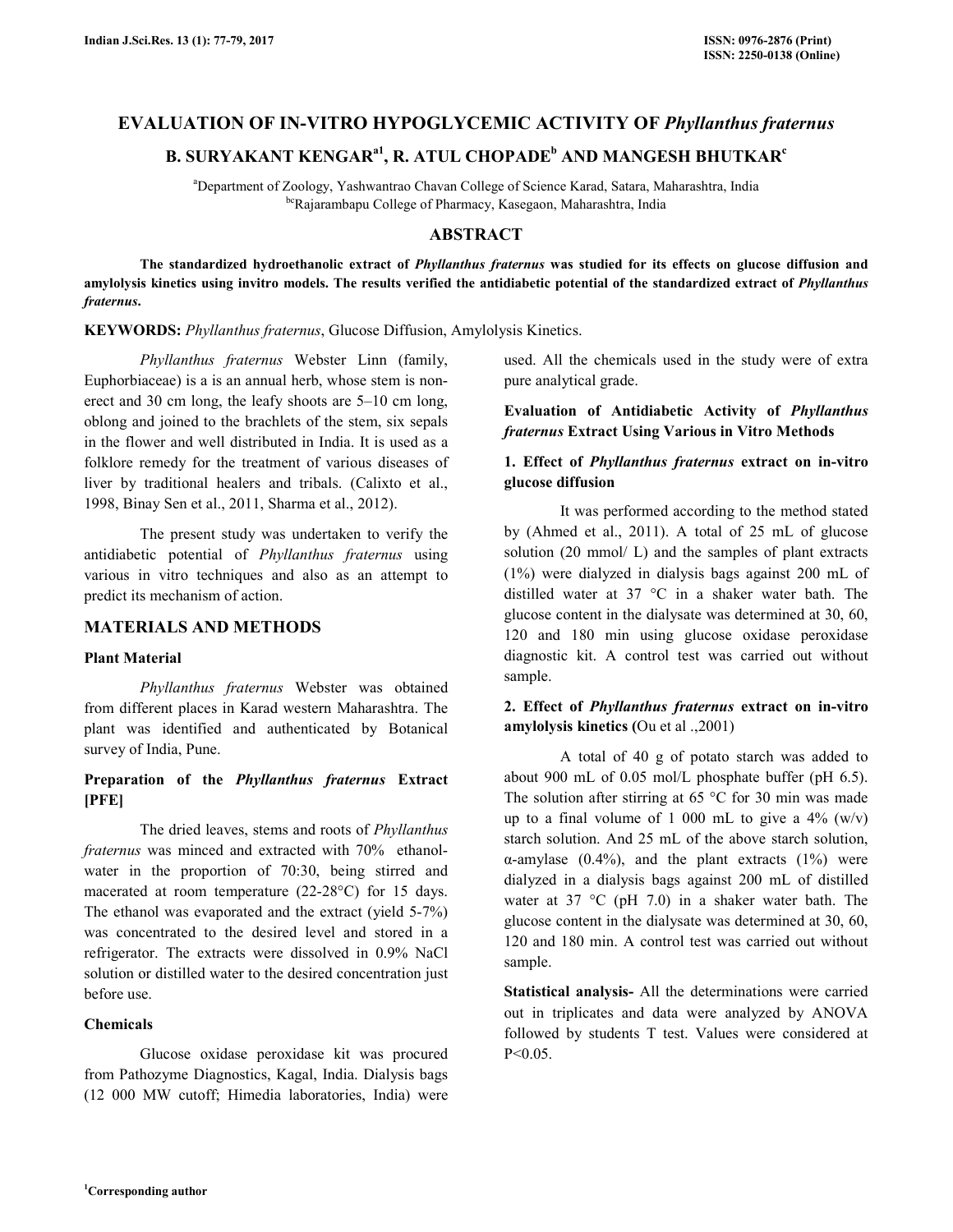# EVALUATION OF IN-VITRO HYPOGLYCEMIC ACTIVITY OF *Phyllanthus fraternus*

**B. SURYAKANT KENGAR[a1], R. ATUL CHOPADE[b] AND MANGESH BHUTKAR[c]**

[a]Department of Zoology, Yashwantrao Chavan College of Science Karad, Satara, Maharashtra, India
[bc]Rajarambapu College of Pharmacy, Kasegaon, Maharashtra, India

## ABSTRACT

**The standardized hydroethanolic extract of *Phyllanthus fraternus* was studied for its effects on glucose diffusion and amylolysis kinetics using invitro models. The results verified the antidiabetic potential of the standardized extract of *Phyllanthus fraternus*.**

**KEYWORDS:** *Phyllanthus fraternus*, Glucose Diffusion, Amylolysis Kinetics.

*Phyllanthus fraternus* Webster Linn (family, Euphorbiaceae) is a is an annual herb, whose stem is non-erect and 30 cm long, the leafy shoots are 5–10 cm long, oblong and joined to the brachlets of the stem, six sepals in the flower and well distributed in India. It is used as a folklore remedy for the treatment of various diseases of liver by traditional healers and tribals. (Calixto et al., 1998, Binay Sen et al., 2011, Sharma et al., 2012).

The present study was undertaken to verify the antidiabetic potential of *Phyllanthus fraternus* using various in vitro techniques and also as an attempt to predict its mechanism of action.

## MATERIALS AND METHODS

### Plant Material

*Phyllanthus fraternus* Webster was obtained from different places in Karad western Maharashtra. The plant was identified and authenticated by Botanical survey of India, Pune.

### Preparation of the *Phyllanthus fraternus* Extract [PFE]

The dried leaves, stems and roots of *Phyllanthus fraternus* was minced and extracted with 70% ethanol-water in the proportion of 70:30, being stirred and macerated at room temperature (22-28°C) for 15 days. The ethanol was evaporated and the extract (yield 5-7%) was concentrated to the desired level and stored in a refrigerator. The extracts were dissolved in 0.9% NaCl solution or distilled water to the desired concentration just before use.

### Chemicals

Glucose oxidase peroxidase kit was procured from Pathozyme Diagnostics, Kagal, India. Dialysis bags (12 000 MW cutoff; Himedia laboratories, India) were used. All the chemicals used in the study were of extra pure analytical grade.

### Evaluation of Antidiabetic Activity of *Phyllanthus fraternus* Extract Using Various in Vitro Methods

### 1. Effect of *Phyllanthus fraternus* extract on in-vitro glucose diffusion

It was performed according to the method stated by (Ahmed et al., 2011). A total of 25 mL of glucose solution (20 mmol/ L) and the samples of plant extracts (1%) were dialyzed in dialysis bags against 200 mL of distilled water at 37 °C in a shaker water bath. The glucose content in the dialysate was determined at 30, 60, 120 and 180 min using glucose oxidase peroxidase diagnostic kit. A control test was carried out without sample.

### 2. Effect of *Phyllanthus fraternus* extract on in-vitro amylolysis kinetics (Ou et al .,2001)

A total of 40 g of potato starch was added to about 900 mL of 0.05 mol/L phosphate buffer (pH 6.5). The solution after stirring at 65 °C for 30 min was made up to a final volume of 1 000 mL to give a 4% (w/v) starch solution. And 25 mL of the above starch solution, α-amylase (0.4%), and the plant extracts (1%) were dialyzed in a dialysis bags against 200 mL of distilled water at 37 °C (pH 7.0) in a shaker water bath. The glucose content in the dialysate was determined at 30, 60, 120 and 180 min. A control test was carried out without sample.

**Statistical analysis-** All the determinations were carried out in triplicates and data were analyzed by ANOVA followed by students T test. Values were considered at $P<0.05$.

[1]Corresponding author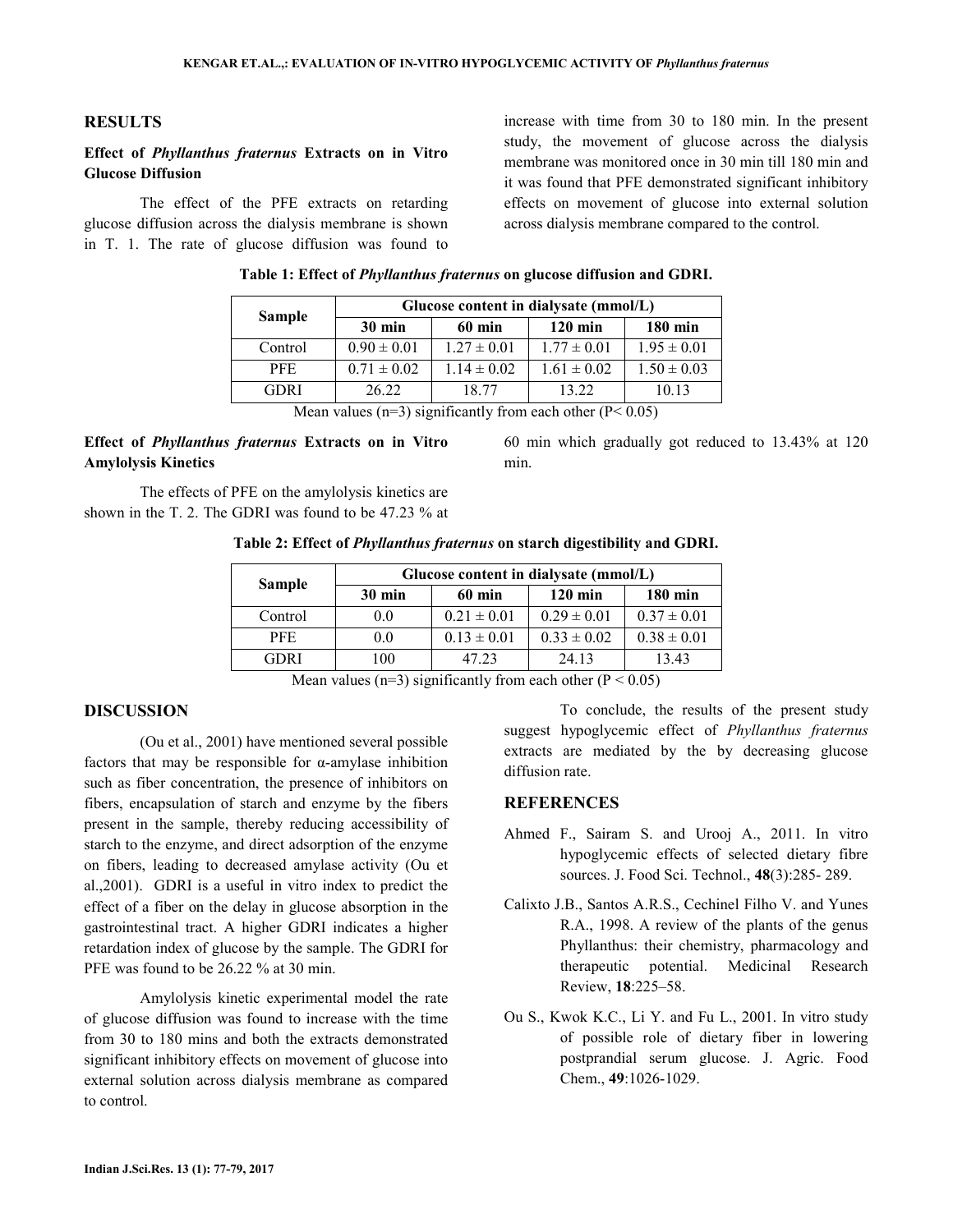## RESULTS

### Effect of *Phyllanthus fraternus* Extracts on in Vitro Glucose Diffusion

The effect of the PFE extracts on retarding glucose diffusion across the dialysis membrane is shown in T. 1. The rate of glucose diffusion was found to increase with time from 30 to 180 min. In the present study, the movement of glucose across the dialysis membrane was monitored once in 30 min till 180 min and it was found that PFE demonstrated significant inhibitory effects on movement of glucose into external solution across dialysis membrane compared to the control.

**Table 1: Effect of *Phyllanthus fraternus* on glucose diffusion and GDRI.**

| Sample | Glucose content in dialysate (mmol/L) | | | |
|---|---|---|---|---|
| | 30 min | 60 min | 120 min | 180 min |
| Control | 0.90 ± 0.01 | 1.27 ± 0.01 | 1.77 ± 0.01 | 1.95 ± 0.01 |
| PFE | 0.71 ± 0.02 | 1.14 ± 0.02 | 1.61 ± 0.02 | 1.50 ± 0.03 |
| GDRI | 26.22 | 18.77 | 13.22 | 10.13 |

Mean values (n=3) significantly from each other ($P < 0.05$)

### Effect of *Phyllanthus fraternus* Extracts on in Vitro Amylolysis Kinetics

The effects of PFE on the amylolysis kinetics are shown in the T. 2. The GDRI was found to be 47.23 % at 60 min which gradually got reduced to 13.43% at 120 min.

**Table 2: Effect of *Phyllanthus fraternus* on starch digestibility and GDRI.**

| Sample | Glucose content in dialysate (mmol/L) | | | |
|---|---|---|---|---|
| | 30 min | 60 min | 120 min | 180 min |
| Control | 0.0 | 0.21 ± 0.01 | 0.29 ± 0.01 | 0.37 ± 0.01 |
| PFE | 0.0 | 0.13 ± 0.01 | 0.33 ± 0.02 | 0.38 ± 0.01 |
| GDRI | 100 | 47.23 | 24.13 | 13.43 |

Mean values (n=3) significantly from each other ($P < 0.05$)

## DISCUSSION

(Ou et al., 2001) have mentioned several possible factors that may be responsible for α-amylase inhibition such as fiber concentration, the presence of inhibitors on fibers, encapsulation of starch and enzyme by the fibers present in the sample, thereby reducing accessibility of starch to the enzyme, and direct adsorption of the enzyme on fibers, leading to decreased amylase activity (Ou et al.,2001). GDRI is a useful in vitro index to predict the effect of a fiber on the delay in glucose absorption in the gastrointestinal tract. A higher GDRI indicates a higher retardation index of glucose by the sample. The GDRI for PFE was found to be 26.22 % at 30 min.

Amylolysis kinetic experimental model the rate of glucose diffusion was found to increase with the time from 30 to 180 mins and both the extracts demonstrated significant inhibitory effects on movement of glucose into external solution across dialysis membrane as compared to control.

To conclude, the results of the present study suggest hypoglycemic effect of *Phyllanthus fraternus* extracts are mediated by the by decreasing glucose diffusion rate.

## REFERENCES

Ahmed F., Sairam S. and Urooj A., 2011. In vitro hypoglycemic effects of selected dietary fibre sources. J. Food Sci. Technol., **48**(3):285- 289.

Calixto J.B., Santos A.R.S., Cechinel Filho V. and Yunes R.A., 1998. A review of the plants of the genus Phyllanthus: their chemistry, pharmacology and therapeutic potential. Medicinal Research Review, **18**:225–58.

Ou S., Kwok K.C., Li Y. and Fu L., 2001. In vitro study of possible role of dietary fiber in lowering postprandial serum glucose. J. Agric. Food Chem., **49**:1026-1029.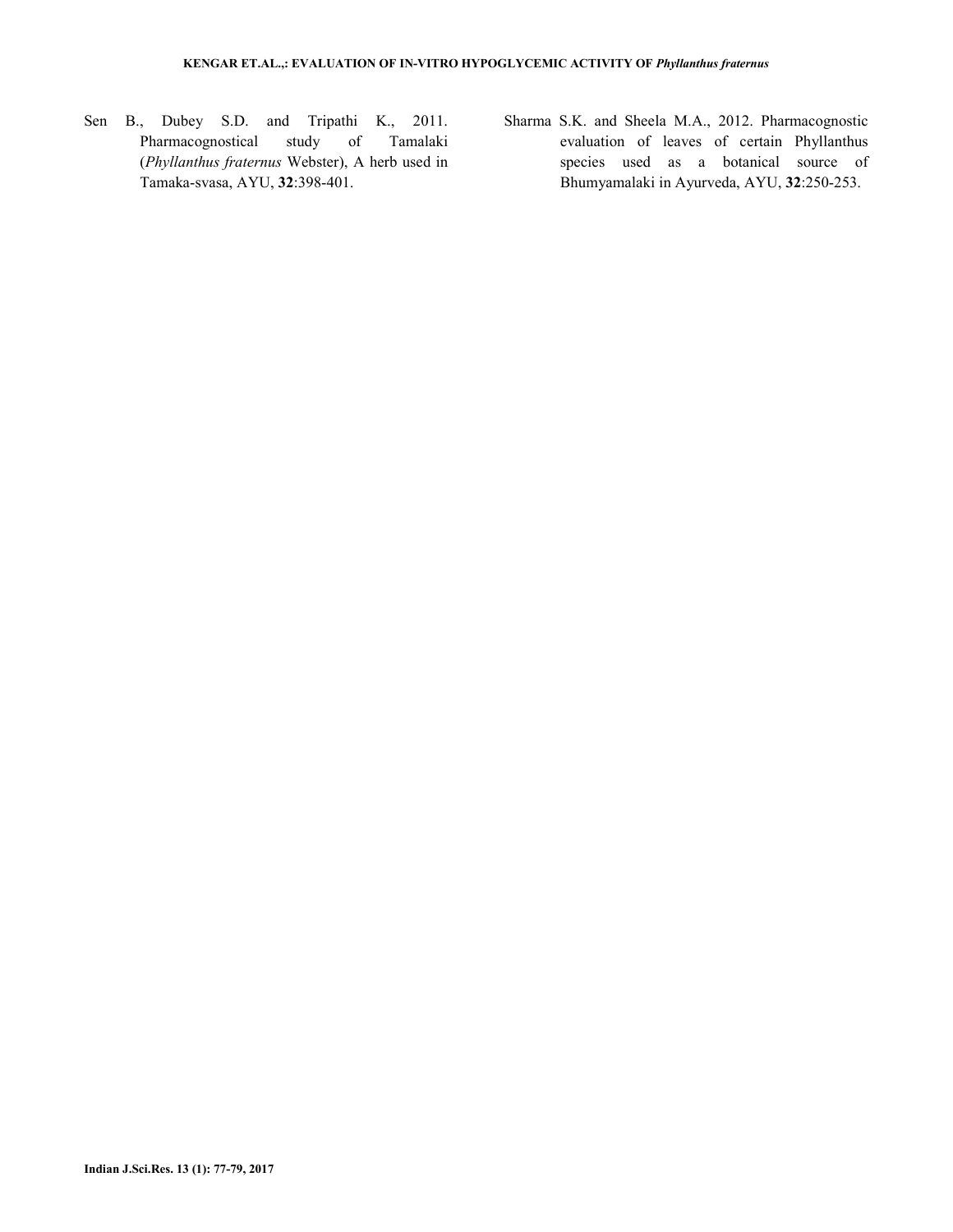Sen B., Dubey S.D. and Tripathi K., 2011. Pharmacognostical study of Tamalaki (*Phyllanthus fraternus* Webster), A herb used in Tamaka-svasa, AYU, **32**:398-401.

Sharma S.K. and Sheela M.A., 2012. Pharmacognostic evaluation of leaves of certain Phyllanthus species used as a botanical source of Bhumyamalaki in Ayurveda, AYU, **32**:250-253.